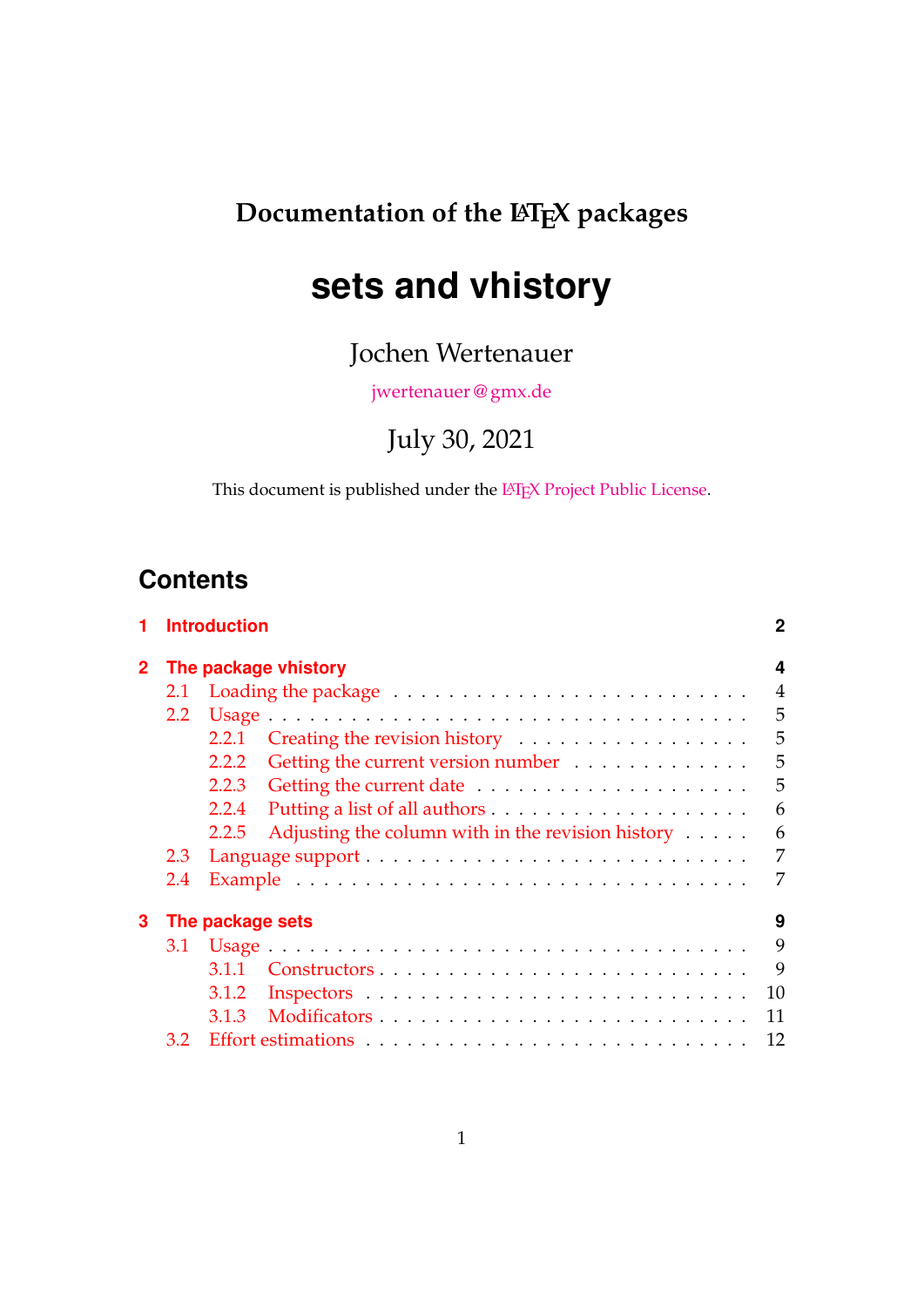Documentation of the LaTeX packages

# sets and vhistory

Jochen Wertenauer

jwertenauer@gmx.de

July 30, 2021

This document is published under the LaTeX Project Public License.

## Contents

- **1 Introduction** — 2
- **2 The package vhistory** — 4
  - 2.1 Loading the package — 4
  - 2.2 Usage — 5
    - 2.2.1 Creating the revision history — 5
    - 2.2.2 Getting the current version number — 5
    - 2.2.3 Getting the current date — 5
    - 2.2.4 Putting a list of all authors — 6
    - 2.2.5 Adjusting the column with in the revision history — 6
  - 2.3 Language support — 7
  - 2.4 Example — 7
- **3 The package sets** — 9
  - 3.1 Usage — 9
    - 3.1.1 Constructors — 9
    - 3.1.2 Inspectors — 10
    - 3.1.3 Modificators — 11
  - 3.2 Effort estimations — 12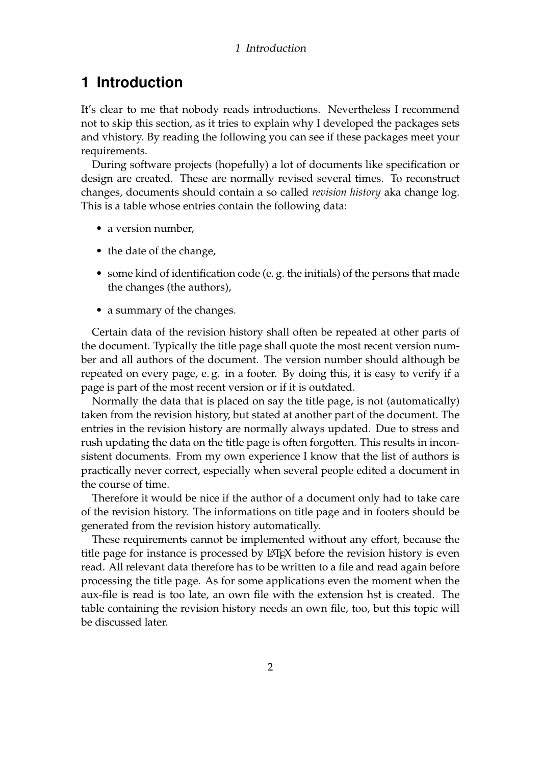# 1 Introduction

It's clear to me that nobody reads introductions. Nevertheless I recommend not to skip this section, as it tries to explain why I developed the packages sets and vhistory. By reading the following you can see if these packages meet your requirements.

During software projects (hopefully) a lot of documents like specification or design are created. These are normally revised several times. To reconstruct changes, documents should contain a so called *revision history* aka change log. This is a table whose entries contain the following data:

- a version number,
- the date of the change,
- some kind of identification code (e. g. the initials) of the persons that made the changes (the authors),
- a summary of the changes.

Certain data of the revision history shall often be repeated at other parts of the document. Typically the title page shall quote the most recent version number and all authors of the document. The version number should although be repeated on every page, e. g. in a footer. By doing this, it is easy to verify if a page is part of the most recent version or if it is outdated.

Normally the data that is placed on say the title page, is not (automatically) taken from the revision history, but stated at another part of the document. The entries in the revision history are normally always updated. Due to stress and rush updating the data on the title page is often forgotten. This results in inconsistent documents. From my own experience I know that the list of authors is practically never correct, especially when several people edited a document in the course of time.

Therefore it would be nice if the author of a document only had to take care of the revision history. The informations on title page and in footers should be generated from the revision history automatically.

These requirements cannot be implemented without any effort, because the title page for instance is processed by LaTeX before the revision history is even read. All relevant data therefore has to be written to a file and read again before processing the title page. As for some applications even the moment when the aux-file is read is too late, an own file with the extension hst is created. The table containing the revision history needs an own file, too, but this topic will be discussed later.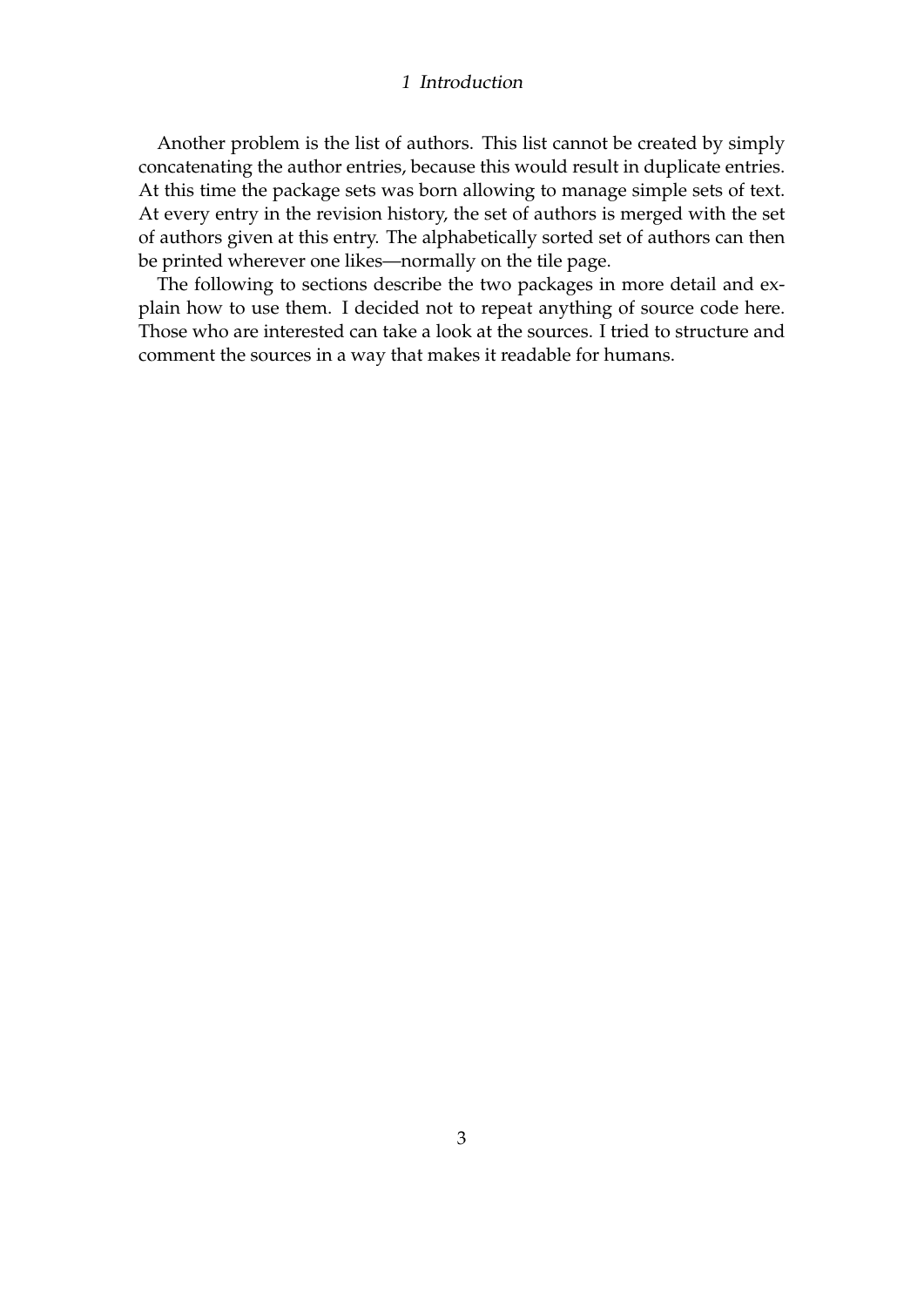Another problem is the list of authors. This list cannot be created by simply concatenating the author entries, because this would result in duplicate entries. At this time the package sets was born allowing to manage simple sets of text. At every entry in the revision history, the set of authors is merged with the set of authors given at this entry. The alphabetically sorted set of authors can then be printed wherever one likes—normally on the tile page.

The following to sections describe the two packages in more detail and explain how to use them. I decided not to repeat anything of source code here. Those who are interested can take a look at the sources. I tried to structure and comment the sources in a way that makes it readable for humans.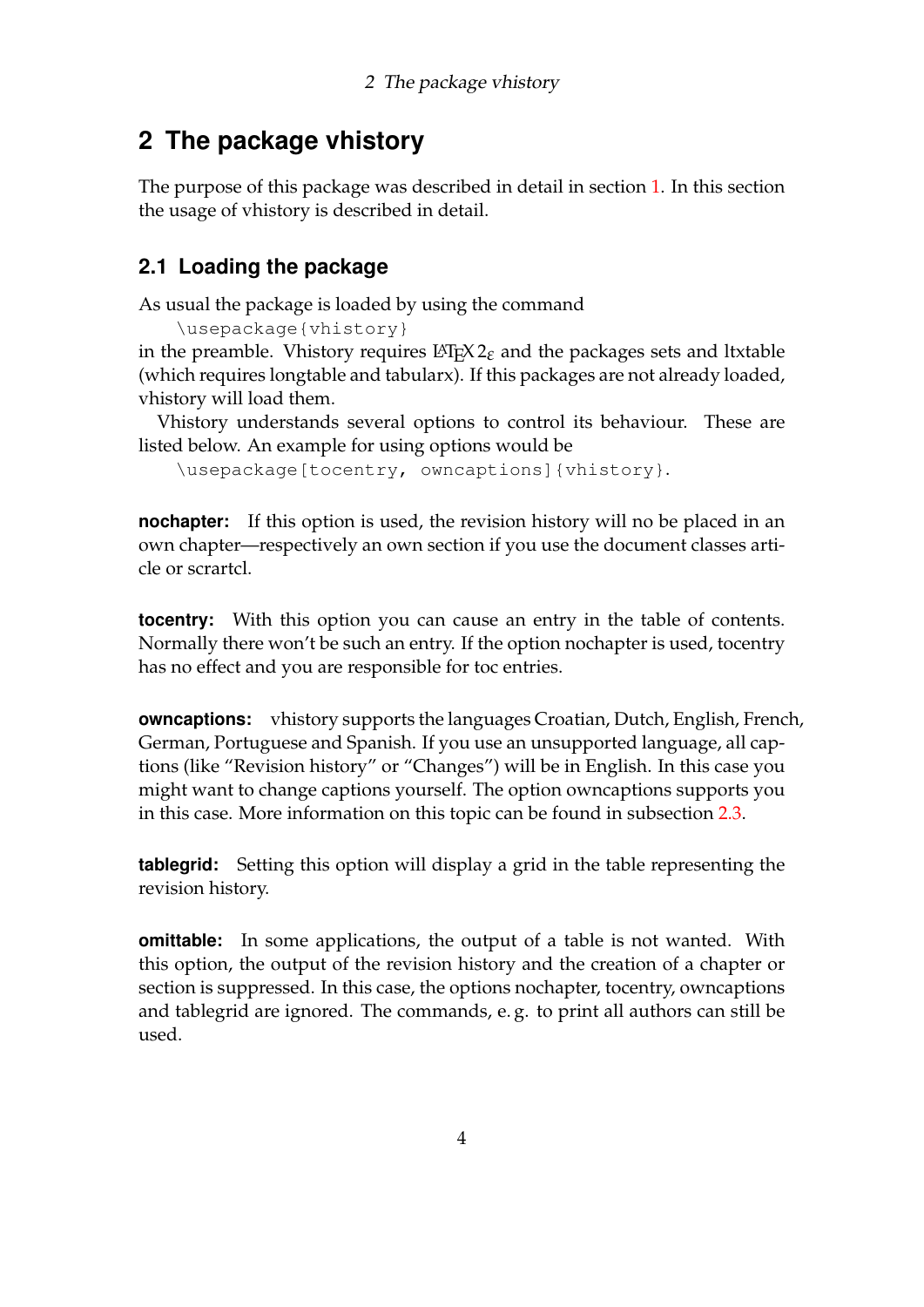# 2 The package vhistory

The purpose of this package was described in detail in section 1. In this section the usage of vhistory is described in detail.

## 2.1 Loading the package

As usual the package is loaded by using the command

```
\usepackage{vhistory}
```

in the preamble. Vhistory requires LaTeX $2_\varepsilon$ and the packages sets and ltxtable (which requires longtable and tabularx). If this packages are not already loaded, vhistory will load them.

Vhistory understands several options to control its behaviour. These are listed below. An example for using options would be

```
\usepackage[tocentry, owncaptions]{vhistory}.
```

**nochapter:** If this option is used, the revision history will no be placed in an own chapter—respectively an own section if you use the document classes article or scrartcl.

**tocentry:** With this option you can cause an entry in the table of contents. Normally there won't be such an entry. If the option nochapter is used, tocentry has no effect and you are responsible for toc entries.

**owncaptions:** vhistory supports the languages Croatian, Dutch, English, French, German, Portuguese and Spanish. If you use an unsupported language, all captions (like "Revision history" or "Changes") will be in English. In this case you might want to change captions yourself. The option owncaptions supports you in this case. More information on this topic can be found in subsection 2.3.

**tablegrid:** Setting this option will display a grid in the table representing the revision history.

**omittable:** In some applications, the output of a table is not wanted. With this option, the output of the revision history and the creation of a chapter or section is suppressed. In this case, the options nochapter, tocentry, owncaptions and tablegrid are ignored. The commands, e. g. to print all authors can still be used.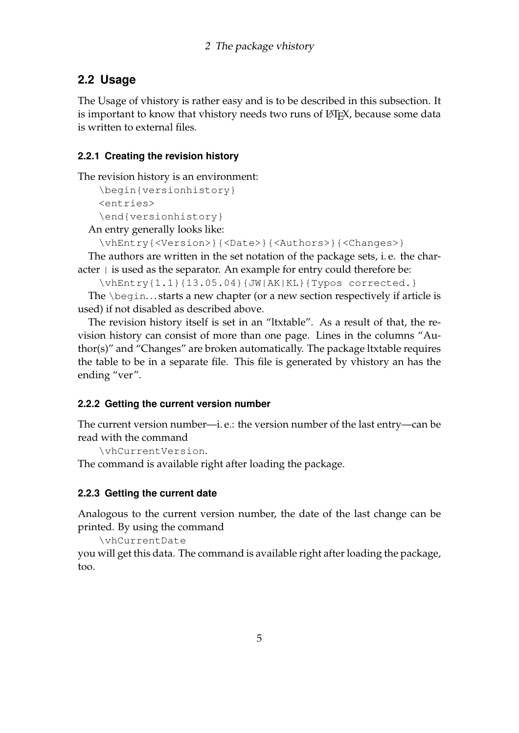## 2.2 Usage

The Usage of vhistory is rather easy and is to be described in this subsection. It is important to know that vhistory needs two runs of LaTeX, because some data is written to external files.

### 2.2.1 Creating the revision history

The revision history is an environment:

```
\begin{versionhistory}
<entries>
\end{versionhistory}
```

An entry generally looks like:

```
\vhEntry{<Version>}{<Date>}{<Authors>}{<Changes>}
```

The authors are written in the set notation of the package sets, i. e. the character `|` is used as the separator. An example for entry could therefore be:

```
\vhEntry{1.1}{13.05.04}{JW|AK|KL}{Typos corrected.}
```

The `\begin`... starts a new chapter (or a new section respectively if article is used) if not disabled as described above.

The revision history itself is set in an "ltxtable". As a result of that, the revision history can consist of more than one page. Lines in the columns "Author(s)" and "Changes" are broken automatically. The package ltxtable requires the table to be in a separate file. This file is generated by vhistory an has the ending "ver".

### 2.2.2 Getting the current version number

The current version number—i. e.: the version number of the last entry—can be read with the command

`\vhCurrentVersion`.

The command is available right after loading the package.

### 2.2.3 Getting the current date

Analogous to the current version number, the date of the last change can be printed. By using the command

`\vhCurrentDate`

you will get this data. The command is available right after loading the package, too.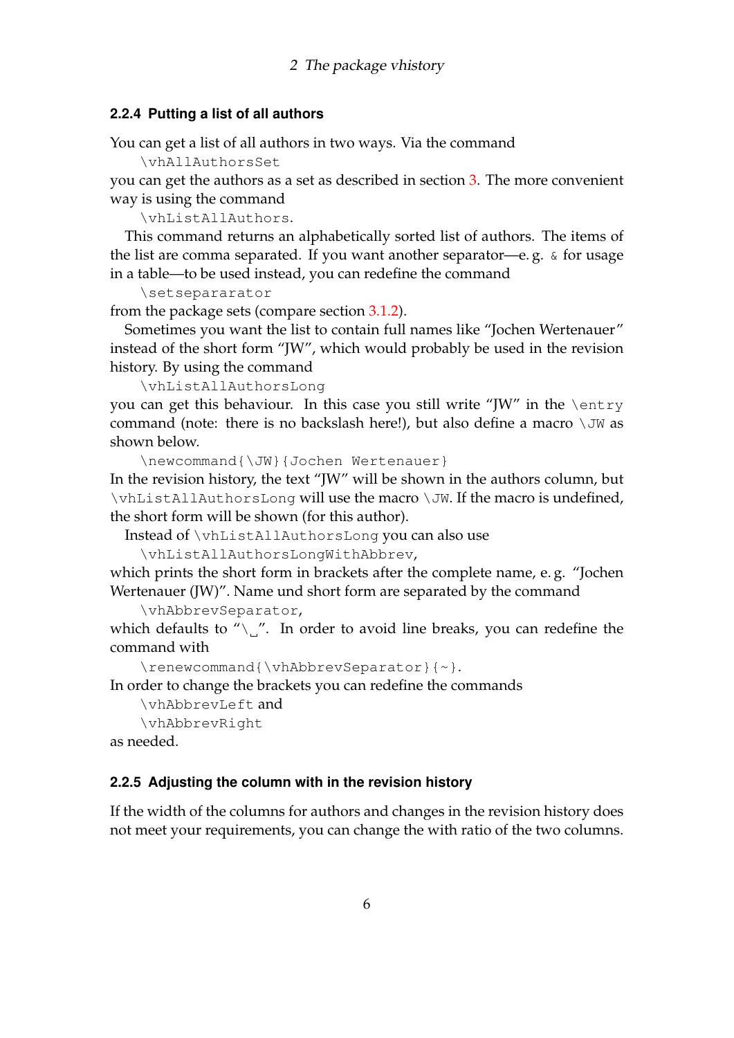### 2.2.4 Putting a list of all authors

You can get a list of all authors in two ways. Via the command

`\vhAllAuthorsSet`

you can get the authors as a set as described in section 3. The more convenient way is using the command

`\vhListAllAuthors`.

This command returns an alphabetically sorted list of authors. The items of the list are comma separated. If you want another separator—e. g. `&` for usage in a table—to be used instead, you can redefine the command

`\setseparator`

from the package sets (compare section 3.1.2).

Sometimes you want the list to contain full names like “Jochen Wertenauer” instead of the short form “JW”, which would probably be used in the revision history. By using the command

`\vhListAllAuthorsLong`

you can get this behaviour. In this case you still write “JW” in the `\entry` command (note: there is no backslash here!), but also define a macro `\JW` as shown below.

```
\newcommand{\JW}{Jochen Wertenauer}
```

In the revision history, the text “JW” will be shown in the authors column, but `\vhListAllAuthorsLong` will use the macro `\JW`. If the macro is undefined, the short form will be shown (for this author).

Instead of `\vhListAllAuthorsLong` you can also use

`\vhListAllAuthorsLongWithAbbrev`,

which prints the short form in brackets after the complete name, e. g. “Jochen Wertenauer (JW)”. Name und short form are separated by the command

`\vhAbbrevSeparator`,

which defaults to “`\␣`”. In order to avoid line breaks, you can redefine the command with

`\renewcommand{\vhAbbrevSeparator}{~}`.

In order to change the brackets you can redefine the commands

`\vhAbbrevLeft` and
`\vhAbbrevRight`

as needed.

### 2.2.5 Adjusting the column with in the revision history

If the width of the columns for authors and changes in the revision history does not meet your requirements, you can change the with ratio of the two columns.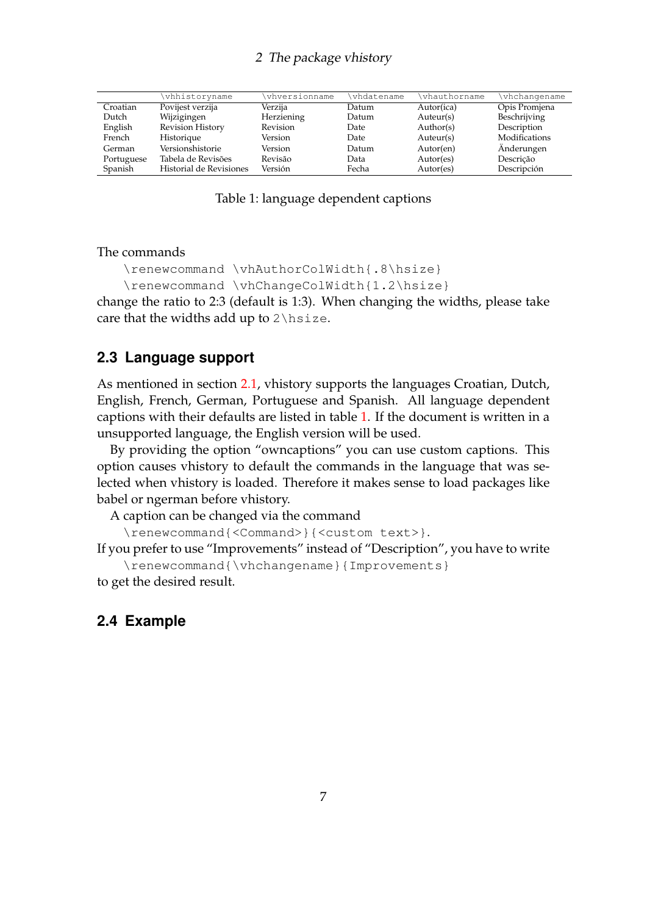| | \vhhistoryname | \vhversionname | \vhdatename | \vhauthorname | \vhchangename |
|---|---|---|---|---|---|
| Croatian | Povijest verzija | Verzija | Datum | Autor(ica) | Opis Promjena |
| Dutch | Wijzigingen | Herziening | Datum | Auteur(s) | Beschrijving |
| English | Revision History | Revision | Date | Author(s) | Description |
| French | Historique | Version | Date | Auteur(s) | Modifications |
| German | Versionshistorie | Version | Datum | Autor(en) | Änderungen |
| Portuguese | Tabela de Revisões | Revisão | Data | Autor(es) | Descrição |
| Spanish | Historial de Revisiones | Versión | Fecha | Autor(es) | Descripción |

Table 1: language dependent captions

The commands

```
\renewcommand \vhAuthorColWidth{.8\hsize}
\renewcommand \vhChangeColWidth{1.2\hsize}
```

change the ratio to 2:3 (default is 1:3). When changing the widths, please take care that the widths add up to `2\hsize`.

## 2.3 Language support

As mentioned in section 2.1, vhistory supports the languages Croatian, Dutch, English, French, German, Portuguese and Spanish. All language dependent captions with their defaults are listed in table 1. If the document is written in a unsupported language, the English version will be used.

By providing the option "owncaptions" you can use custom captions. This option causes vhistory to default the commands in the language that was selected when vhistory is loaded. Therefore it makes sense to load packages like babel or ngerman before vhistory.

A caption can be changed via the command

```
\renewcommand{<Command>}{<custom text>}.
```

If you prefer to use "Improvements" instead of "Description", you have to write

```
\renewcommand{\vhchangename}{Improvements}
```

to get the desired result.

## 2.4 Example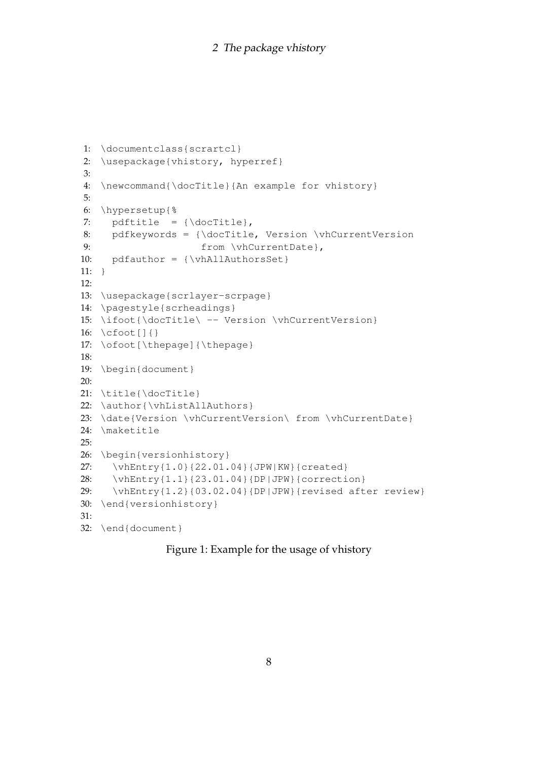```
\documentclass{scrartcl}
\usepackage{vhistory, hyperref}

\newcommand{\docTitle}{An example for vhistory}

\hypersetup{%
  pdftitle  = {\docTitle},
  pdfkeywords = {\docTitle, Version \vhCurrentVersion
                 from \vhCurrentDate},
  pdfauthor = {\vhAllAuthorsSet}
}

\usepackage{scrlayer-scrpage}
\pagestyle{scrheadings}
\ifoot{\docTitle\ -- Version \vhCurrentVersion}
\cfoot[]{}
\ofoot[\thepage]{\thepage}

\begin{document}

\title{\docTitle}
\author{\vhListAllAuthors}
\date{Version \vhCurrentVersion\ from \vhCurrentDate}
\maketitle

\begin{versionhistory}
  \vhEntry{1.0}{22.01.04}{JPW|KW}{created}
  \vhEntry{1.1}{23.01.04}{DP|JPW}{correction}
  \vhEntry{1.2}{03.02.04}{DP|JPW}{revised after review}
\end{versionhistory}

\end{document}
```

Figure 1: Example for the usage of vhistory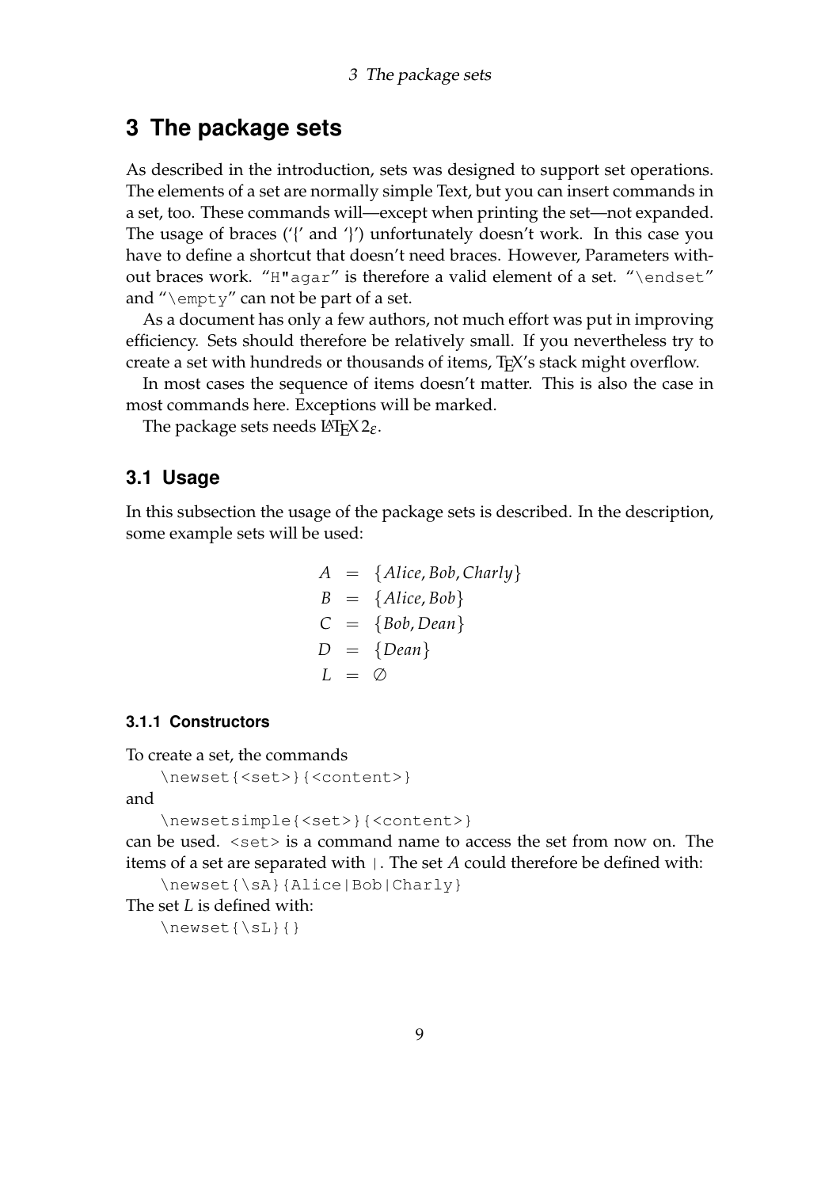# 3 The package sets

As described in the introduction, sets was designed to support set operations. The elements of a set are normally simple Text, but you can insert commands in a set, too. These commands will—except when printing the set—not expanded. The usage of braces ('{' and '}') unfortunately doesn't work. In this case you have to define a shortcut that doesn't need braces. However, Parameters without braces work. "`H"agar`" is therefore a valid element of a set. "`\endset`" and "`\empty`" can not be part of a set.

As a document has only a few authors, not much effort was put in improving efficiency. Sets should therefore be relatively small. If you nevertheless try to create a set with hundreds or thousands of items, TEX's stack might overflow.

In most cases the sequence of items doesn't matter. This is also the case in most commands here. Exceptions will be marked.

The package sets needs LaTeX $2_\varepsilon$.

## 3.1 Usage

In this subsection the usage of the package sets is described. In the description, some example sets will be used:

$$
\begin{aligned}
A &= \{Alice, Bob, Charly\} \\
B &= \{Alice, Bob\} \\
C &= \{Bob, Dean\} \\
D &= \{Dean\} \\
L &= \emptyset
\end{aligned}
$$

### 3.1.1 Constructors

To create a set, the commands

```
\newset{<set>}{<content>}
```

and

```
\newsetsimple{<set>}{<content>}
```

can be used. `<set>` is a command name to access the set from now on. The items of a set are separated with `|`. The set $A$ could therefore be defined with:

```
\newset{\sA}{Alice|Bob|Charly}
```

The set $L$ is defined with:

```
\newset{\sL}{}
```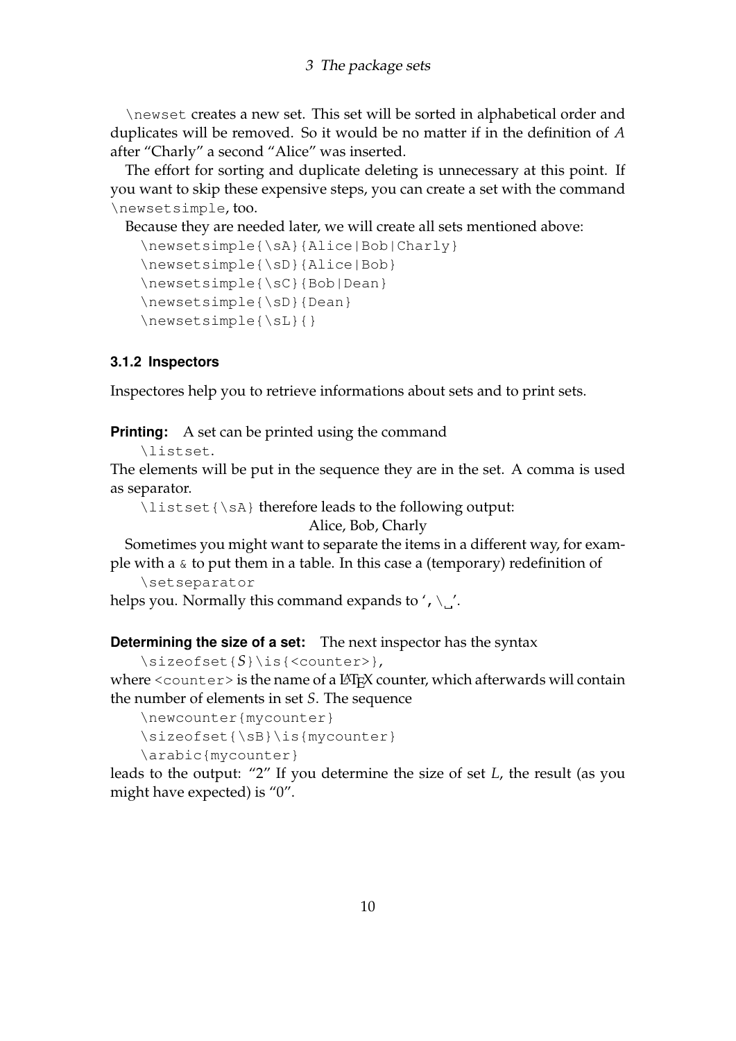`\newset` creates a new set. This set will be sorted in alphabetical order and duplicates will be removed. So it would be no matter if in the definition of $A$ after "Charly" a second "Alice" was inserted.

The effort for sorting and duplicate deleting is unnecessary at this point. If you want to skip these expensive steps, you can create a set with the command `\newsetsimple`, too.

Because they are needed later, we will create all sets mentioned above:

```
\newsetsimple{\sA}{Alice|Bob|Charly}
\newsetsimple{\sD}{Alice|Bob}
\newsetsimple{\sC}{Bob|Dean}
\newsetsimple{\sD}{Dean}
\newsetsimple{\sL}{}
```

### 3.1.2 Inspectors

Inspectores help you to retrieve informations about sets and to print sets.

**Printing:** A set can be printed using the command

`\listset`.

The elements will be put in the sequence they are in the set. A comma is used as separator.

`\listset{\sA}` therefore leads to the following output:

Alice, Bob, Charly

Sometimes you might want to separate the items in a different way, for example with a `&` to put them in a table. In this case a (temporary) redefinition of

`\setseparator`

helps you. Normally this command expands to '`,\␣`'.

**Determining the size of a set:** The next inspector has the syntax

`\sizeofset{`$S$`}\is{<counter>}`,

where `<counter>` is the name of a LaTeX counter, which afterwards will contain the number of elements in set $S$. The sequence

```
\newcounter{mycounter}
\sizeofset{\sB}\is{mycounter}
\arabic{mycounter}
```

leads to the output: "2" If you determine the size of set $L$, the result (as you might have expected) is "0".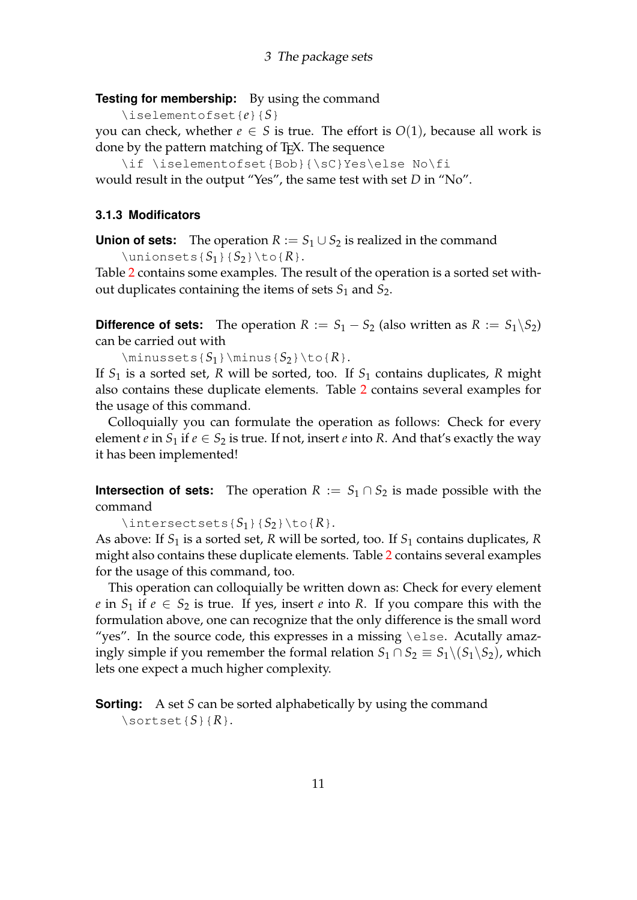**Testing for membership:** By using the command

```
\iselementofset{e}{S}
```

you can check, whether $e \in S$ is true. The effort is $O(1)$, because all work is done by the pattern matching of TEX. The sequence

```
\if \iselementofset{Bob}{\sC}Yes\else No\fi
```

would result in the output "Yes", the same test with set $D$ in "No".

### 3.1.3 Modificators

**Union of sets:** The operation $R := S_1 \cup S_2$ is realized in the command

```
\unionsets{S1}{S2}\to{R}.
```

Table 2 contains some examples. The result of the operation is a sorted set without duplicates containing the items of sets $S_1$ and $S_2$.

**Difference of sets:** The operation $R := S_1 - S_2$ (also written as $R := S_1 \backslash S_2$) can be carried out with

```
\minussets{S1}\minus{S2}\to{R}.
```

If $S_1$ is a sorted set, $R$ will be sorted, too. If $S_1$ contains duplicates, $R$ might also contains these duplicate elements. Table 2 contains several examples for the usage of this command.

Colloquially you can formulate the operation as follows: Check for every element $e$ in $S_1$ if $e \in S_2$ is true. If not, insert $e$ into $R$. And that's exactly the way it has been implemented!

**Intersection of sets:** The operation $R := S_1 \cap S_2$ is made possible with the command

```
\intersectsets{S1}{S2}\to{R}.
```

As above: If $S_1$ is a sorted set, $R$ will be sorted, too. If $S_1$ contains duplicates, $R$ might also contains these duplicate elements. Table 2 contains several examples for the usage of this command, too.

This operation can colloquially be written down as: Check for every element $e$ in $S_1$ if $e \in S_2$ is true. If yes, insert $e$ into $R$. If you compare this with the formulation above, one can recognize that the only difference is the small word "yes". In the source code, this expresses in a missing `\else`. Acutally amazingly simple if you remember the formal relation $S_1 \cap S_2 \equiv S_1 \backslash (S_1 \backslash S_2)$, which lets one expect a much higher complexity.

**Sorting:** A set $S$ can be sorted alphabetically by using the command

```
\sortset{S}{R}.
```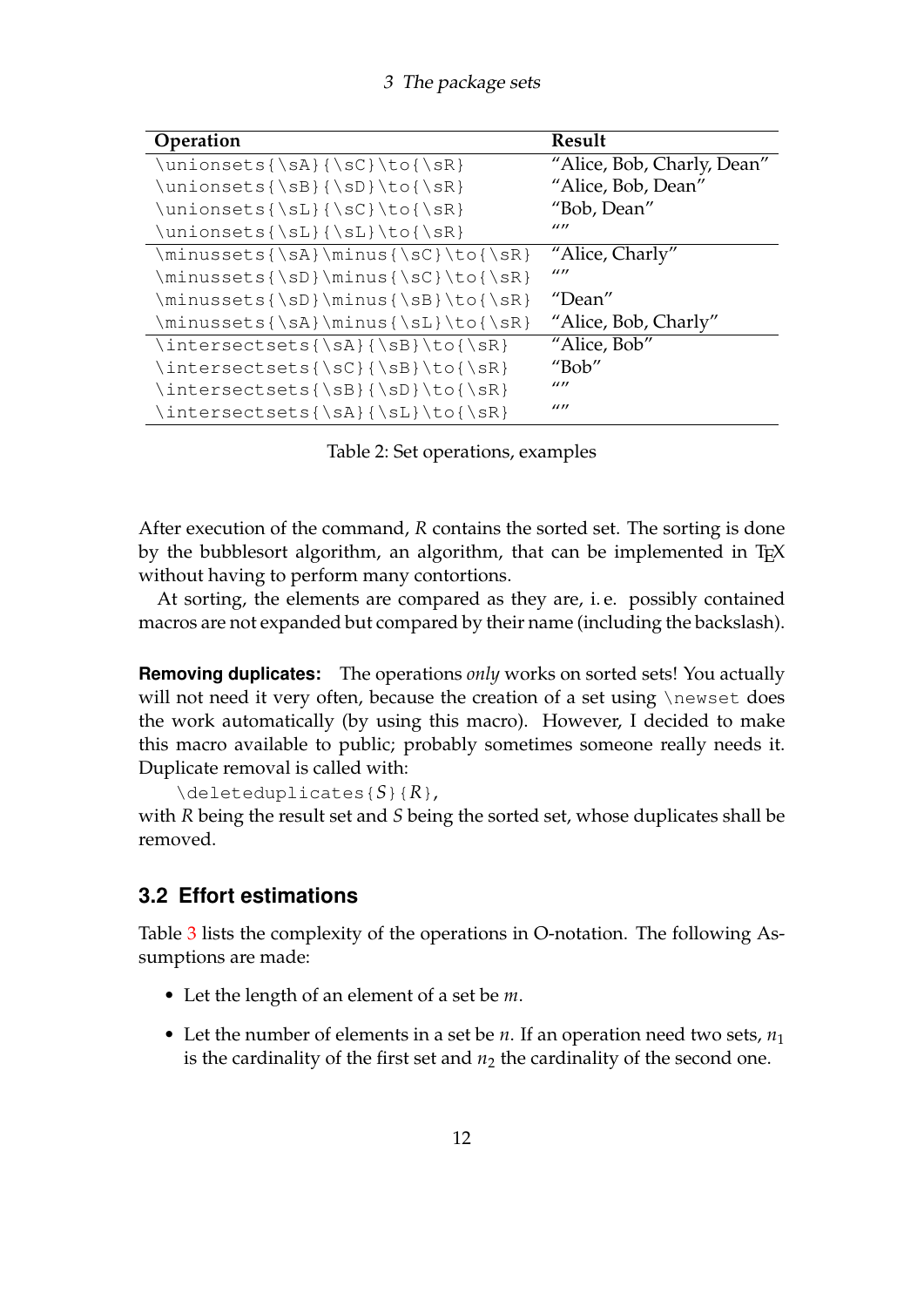| Operation | Result |
|---|---|
| `\unionsets{\sA}{\sC}\to{\sR}` | "Alice, Bob, Charly, Dean" |
| `\unionsets{\sB}{\sD}\to{\sR}` | "Alice, Bob, Dean" |
| `\unionsets{\sL}{\sC}\to{\sR}` | "Bob, Dean" |
| `\unionsets{\sL}{\sL}\to{\sR}` | "" |
| `\minussets{\sA}\minus{\sC}\to{\sR}` | "Alice, Charly" |
| `\minussets{\sD}\minus{\sC}\to{\sR}` | "" |
| `\minussets{\sD}\minus{\sB}\to{\sR}` | "Dean" |
| `\minussets{\sA}\minus{\sL}\to{\sR}` | "Alice, Bob, Charly" |
| `\intersectsets{\sA}{\sB}\to{\sR}` | "Alice, Bob" |
| `\intersectsets{\sC}{\sB}\to{\sR}` | "Bob" |
| `\intersectsets{\sB}{\sD}\to{\sR}` | "" |
| `\intersectsets{\sA}{\sL}\to{\sR}` | "" |

Table 2: Set operations, examples

After execution of the command, *R* contains the sorted set. The sorting is done by the bubblesort algorithm, an algorithm, that can be implemented in TEX without having to perform many contortions.

At sorting, the elements are compared as they are, i. e. possibly contained macros are not expanded but compared by their name (including the backslash).

**Removing duplicates:** The operations *only* works on sorted sets! You actually will not need it very often, because the creation of a set using `\newset` does the work automatically (by using this macro). However, I decided to make this macro available to public; probably sometimes someone really needs it. Duplicate removal is called with:

`\deleteduplicates{S}{R}`,

with *R* being the result set and *S* being the sorted set, whose duplicates shall be removed.

## 3.2 Effort estimations

Table 3 lists the complexity of the operations in O-notation. The following Assumptions are made:

- Let the length of an element of a set be $m$.
- Let the number of elements in a set be $n$. If an operation need two sets, $n_1$ is the cardinality of the first set and $n_2$ the cardinality of the second one.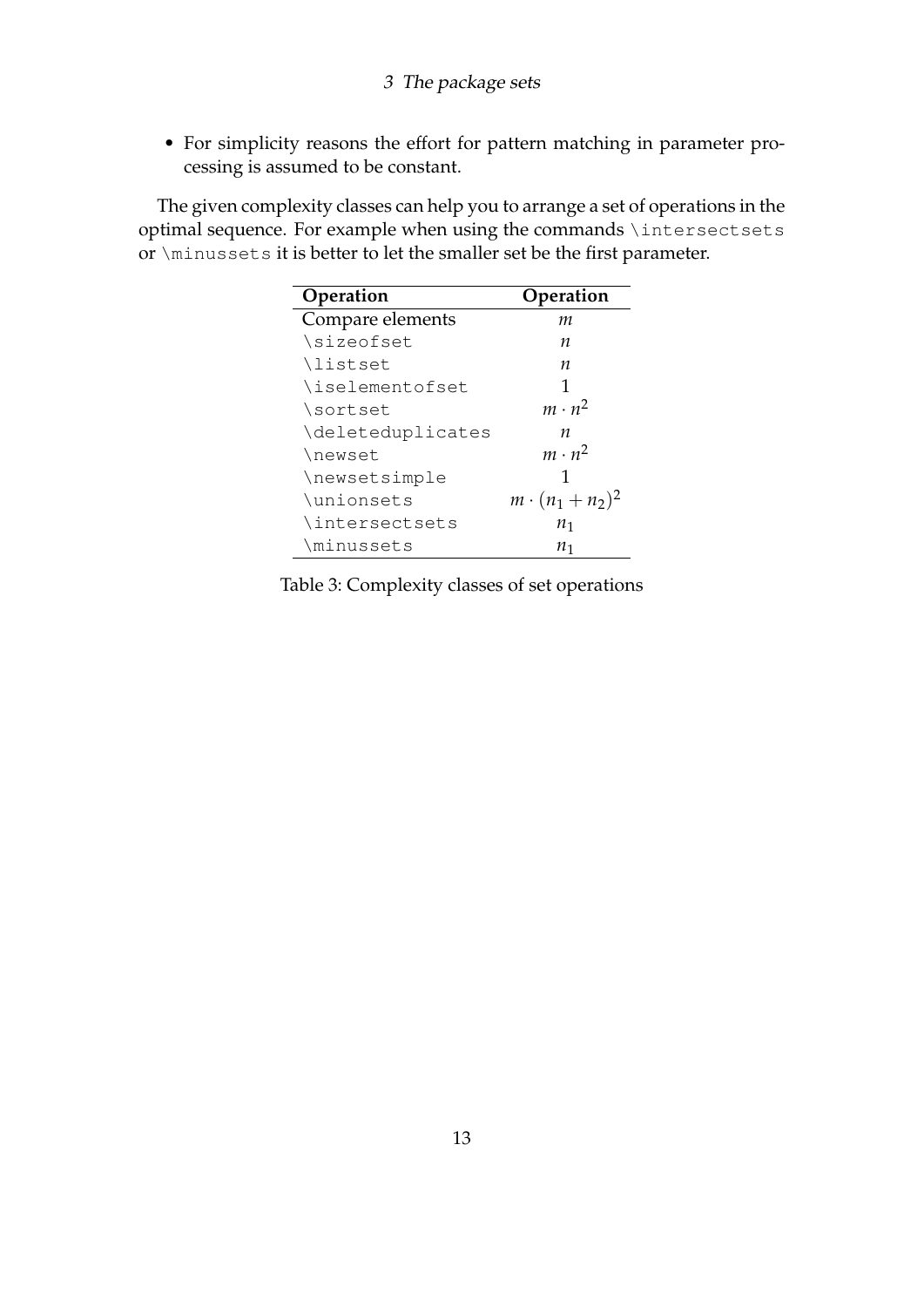- For simplicity reasons the effort for pattern matching in parameter processing is assumed to be constant.

The given complexity classes can help you to arrange a set of operations in the optimal sequence. For example when using the commands `\intersectsets` or `\minussets` it is better to let the smaller set be the first parameter.

| Operation | Operation |
|---|---|
| Compare elements | $m$ |
| `\sizeofset` | $n$ |
| `\listset` | $n$ |
| `\iselementofset` | 1 |
| `\sortset` | $m \cdot n^2$ |
| `\deleteduplicates` | $n$ |
| `\newset` | $m \cdot n^2$ |
| `\newsetsimple` | 1 |
| `\unionsets` | $m \cdot (n_1 + n_2)^2$ |
| `\intersectsets` | $n_1$ |
| `\minussets` | $n_1$ |

Table 3: Complexity classes of set operations